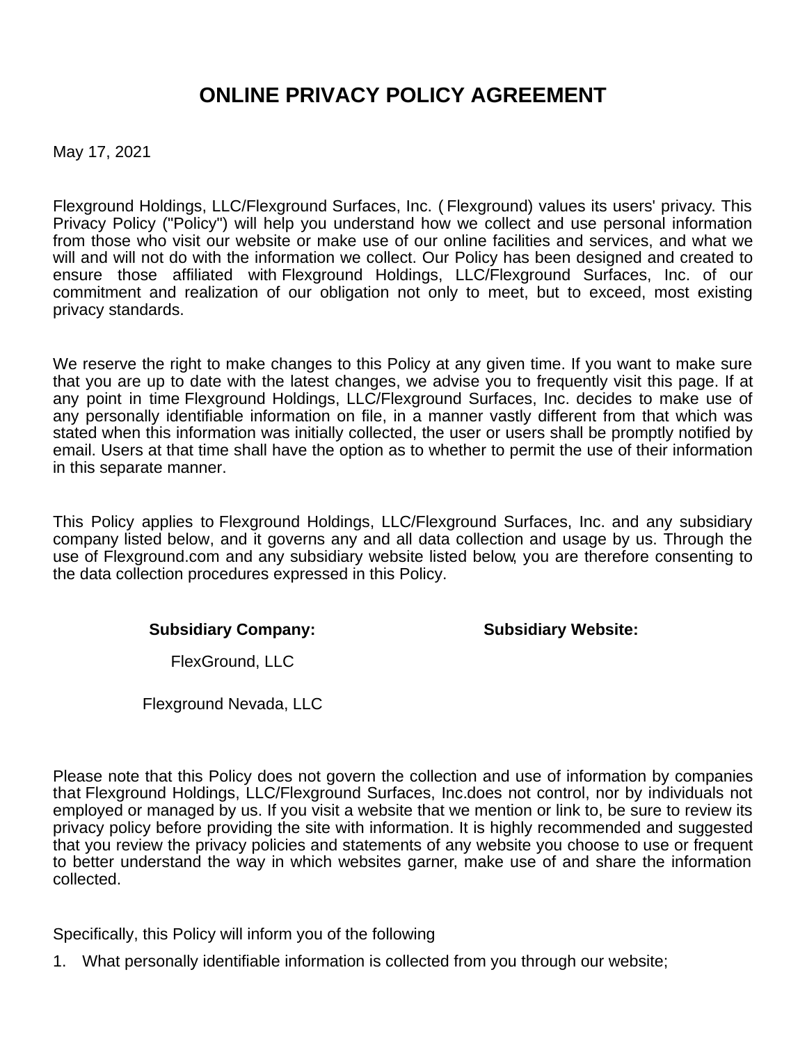# ONLINE PRIVACY POLICY AGREEMENT

May 17, 2021

Flexground Holdings, LLC/Flexground Surfaces, Inc. ( Flexground) values its users' privacy. This Privacy Policy ("Policy") will help you understand how we collect and use personal information from those who visit our website or make use of our online facilities and services, and what we will and will not do with the information we collect. Our Policy has been designed and created to ensure those affiliated with Flexground Holdings, LLC/Flexground Surfaces, Inc. of our commitment and realization of our obligation not only to meet, but to exceed, most existing privacy standards.

We reserve the right to make changes to this Policy at any given time. If you want to make sure that you are up to date with the latest changes, we advise you to frequently visit this page. If at any point in time Flexground Holdings, LLC/Flexground Surfaces, Inc. decides to make use of any personally identifiable information on file, in a manner vastly different from that which was stated when this information was initially collected, the user or users shall be promptly notified by email. Users at that time shall have the option as to whether to permit the use of their information in this separate manner.

This Policy applies to Flexground Holdings, LLC/Flexground Surfaces, Inc. and any subsidiary company listed below, and it governs any and all data collection and usage by us. Through the use of Flexground.com and any subsidiary website listed below, you are therefore consenting to the data collection procedures expressed in this Policy.

| Subsidiary Company: | Subsidiary Website: |
| --- | --- |
| FlexGround, LLC | |
| Flexground Nevada, LLC | |

Please note that this Policy does not govern the collection and use of information by companies that Flexground Holdings, LLC/Flexground Surfaces, Inc.does not control, nor by individuals not employed or managed by us. If you visit a website that we mention or link to, be sure to review its privacy policy before providing the site with information. It is highly recommended and suggested that you review the privacy policies and statements of any website you choose to use or frequent to better understand the way in which websites garner, make use of and share the information collected.

Specifically, this Policy will inform you of the following

1. What personally identifiable information is collected from you through our website;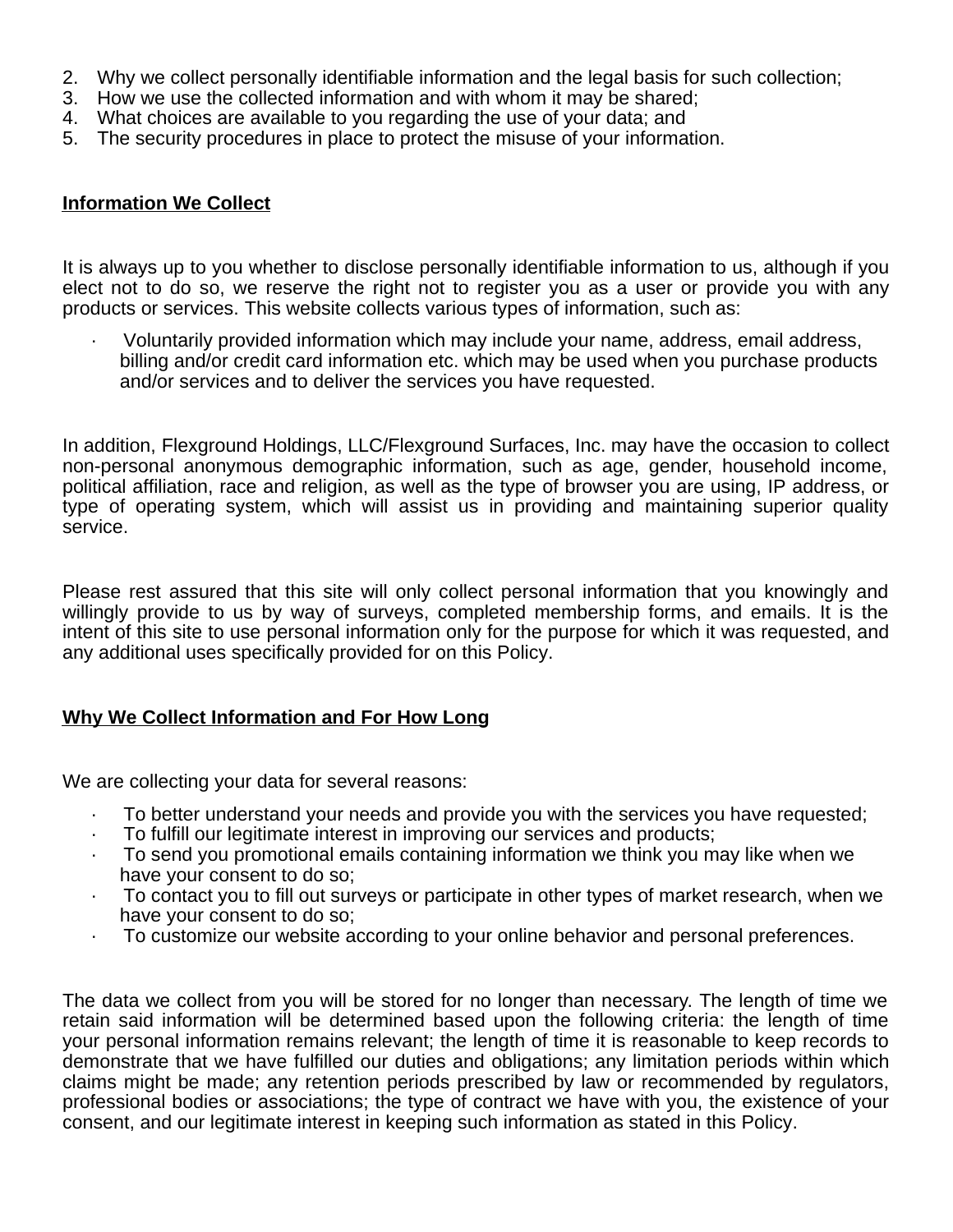2. Why we collect personally identifiable information and the legal basis for such collection;
3. How we use the collected information and with whom it may be shared;
4. What choices are available to you regarding the use of your data; and
5. The security procedures in place to protect the misuse of your information.

## Information We Collect

It is always up to you whether to disclose personally identifiable information to us, although if you elect not to do so, we reserve the right not to register you as a user or provide you with any products or services. This website collects various types of information, such as:

- Voluntarily provided information which may include your name, address, email address, billing and/or credit card information etc. which may be used when you purchase products and/or services and to deliver the services you have requested.

In addition, Flexground Holdings, LLC/Flexground Surfaces, Inc. may have the occasion to collect non-personal anonymous demographic information, such as age, gender, household income, political affiliation, race and religion, as well as the type of browser you are using, IP address, or type of operating system, which will assist us in providing and maintaining superior quality service.

Please rest assured that this site will only collect personal information that you knowingly and willingly provide to us by way of surveys, completed membership forms, and emails. It is the intent of this site to use personal information only for the purpose for which it was requested, and any additional uses specifically provided for on this Policy.

## Why We Collect Information and For How Long

We are collecting your data for several reasons:

- To better understand your needs and provide you with the services you have requested;
- To fulfill our legitimate interest in improving our services and products;
- To send you promotional emails containing information we think you may like when we have your consent to do so;
- To contact you to fill out surveys or participate in other types of market research, when we have your consent to do so;
- To customize our website according to your online behavior and personal preferences.

The data we collect from you will be stored for no longer than necessary. The length of time we retain said information will be determined based upon the following criteria: the length of time your personal information remains relevant; the length of time it is reasonable to keep records to demonstrate that we have fulfilled our duties and obligations; any limitation periods within which claims might be made; any retention periods prescribed by law or recommended by regulators, professional bodies or associations; the type of contract we have with you, the existence of your consent, and our legitimate interest in keeping such information as stated in this Policy.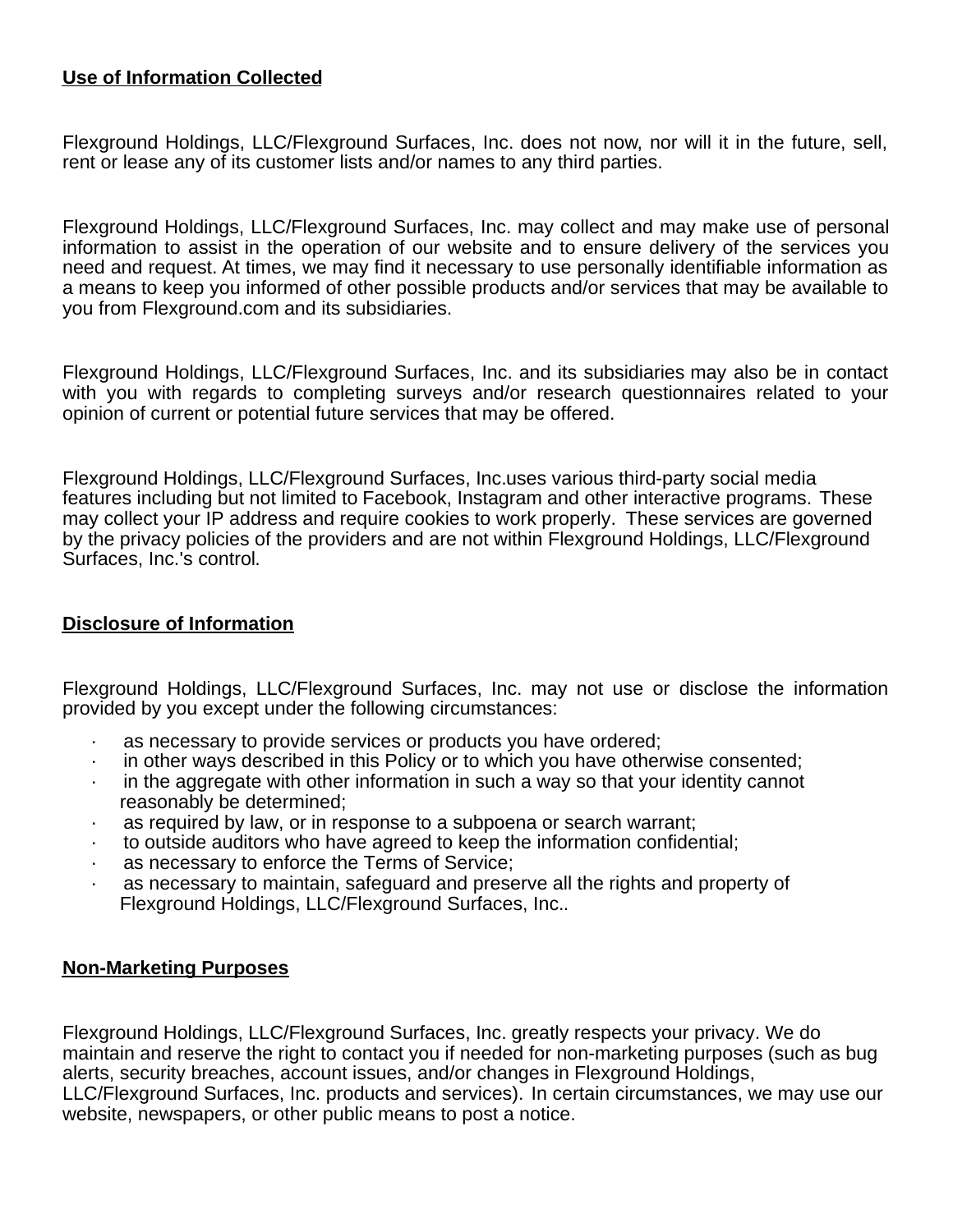## Use of Information Collected

Flexground Holdings, LLC/Flexground Surfaces, Inc. does not now, nor will it in the future, sell, rent or lease any of its customer lists and/or names to any third parties.

Flexground Holdings, LLC/Flexground Surfaces, Inc. may collect and may make use of personal information to assist in the operation of our website and to ensure delivery of the services you need and request. At times, we may find it necessary to use personally identifiable information as a means to keep you informed of other possible products and/or services that may be available to you from Flexground.com and its subsidiaries.

Flexground Holdings, LLC/Flexground Surfaces, Inc. and its subsidiaries may also be in contact with you with regards to completing surveys and/or research questionnaires related to your opinion of current or potential future services that may be offered.

Flexground Holdings, LLC/Flexground Surfaces, Inc.uses various third-party social media features including but not limited to Facebook, Instagram and other interactive programs. These may collect your IP address and require cookies to work properly. These services are governed by the privacy policies of the providers and are not within Flexground Holdings, LLC/Flexground Surfaces, Inc.'s control.

## Disclosure of Information

Flexground Holdings, LLC/Flexground Surfaces, Inc. may not use or disclose the information provided by you except under the following circumstances:

- as necessary to provide services or products you have ordered;
- in other ways described in this Policy or to which you have otherwise consented;
- in the aggregate with other information in such a way so that your identity cannot reasonably be determined;
- as required by law, or in response to a subpoena or search warrant;
- to outside auditors who have agreed to keep the information confidential;
- as necessary to enforce the Terms of Service;
- as necessary to maintain, safeguard and preserve all the rights and property of Flexground Holdings, LLC/Flexground Surfaces, Inc..

## Non-Marketing Purposes

Flexground Holdings, LLC/Flexground Surfaces, Inc. greatly respects your privacy. We do maintain and reserve the right to contact you if needed for non-marketing purposes (such as bug alerts, security breaches, account issues, and/or changes in Flexground Holdings, LLC/Flexground Surfaces, Inc. products and services). In certain circumstances, we may use our website, newspapers, or other public means to post a notice.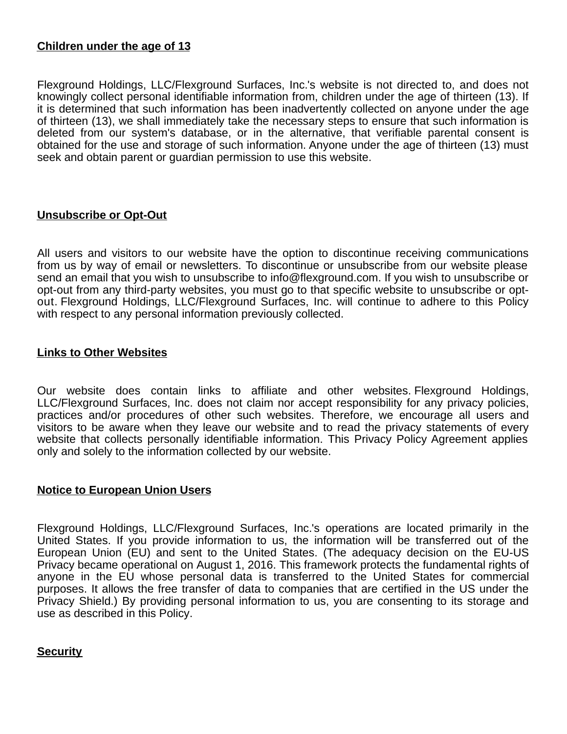**Children under the age of 13**

Flexground Holdings, LLC/Flexground Surfaces, Inc.'s website is not directed to, and does not knowingly collect personal identifiable information from, children under the age of thirteen (13). If it is determined that such information has been inadvertently collected on anyone under the age of thirteen (13), we shall immediately take the necessary steps to ensure that such information is deleted from our system's database, or in the alternative, that verifiable parental consent is obtained for the use and storage of such information. Anyone under the age of thirteen (13) must seek and obtain parent or guardian permission to use this website.

**Unsubscribe or Opt-Out**

All users and visitors to our website have the option to discontinue receiving communications from us by way of email or newsletters. To discontinue or unsubscribe from our website please send an email that you wish to unsubscribe to info@flexground.com. If you wish to unsubscribe or opt-out from any third-party websites, you must go to that specific website to unsubscribe or opt-out. Flexground Holdings, LLC/Flexground Surfaces, Inc. will continue to adhere to this Policy with respect to any personal information previously collected.

**Links to Other Websites**

Our website does contain links to affiliate and other websites. Flexground Holdings, LLC/Flexground Surfaces, Inc. does not claim nor accept responsibility for any privacy policies, practices and/or procedures of other such websites. Therefore, we encourage all users and visitors to be aware when they leave our website and to read the privacy statements of every website that collects personally identifiable information. This Privacy Policy Agreement applies only and solely to the information collected by our website.

**Notice to European Union Users**

Flexground Holdings, LLC/Flexground Surfaces, Inc.'s operations are located primarily in the United States. If you provide information to us, the information will be transferred out of the European Union (EU) and sent to the United States. (The adequacy decision on the EU-US Privacy became operational on August 1, 2016. This framework protects the fundamental rights of anyone in the EU whose personal data is transferred to the United States for commercial purposes. It allows the free transfer of data to companies that are certified in the US under the Privacy Shield.) By providing personal information to us, you are consenting to its storage and use as described in this Policy.

**Security**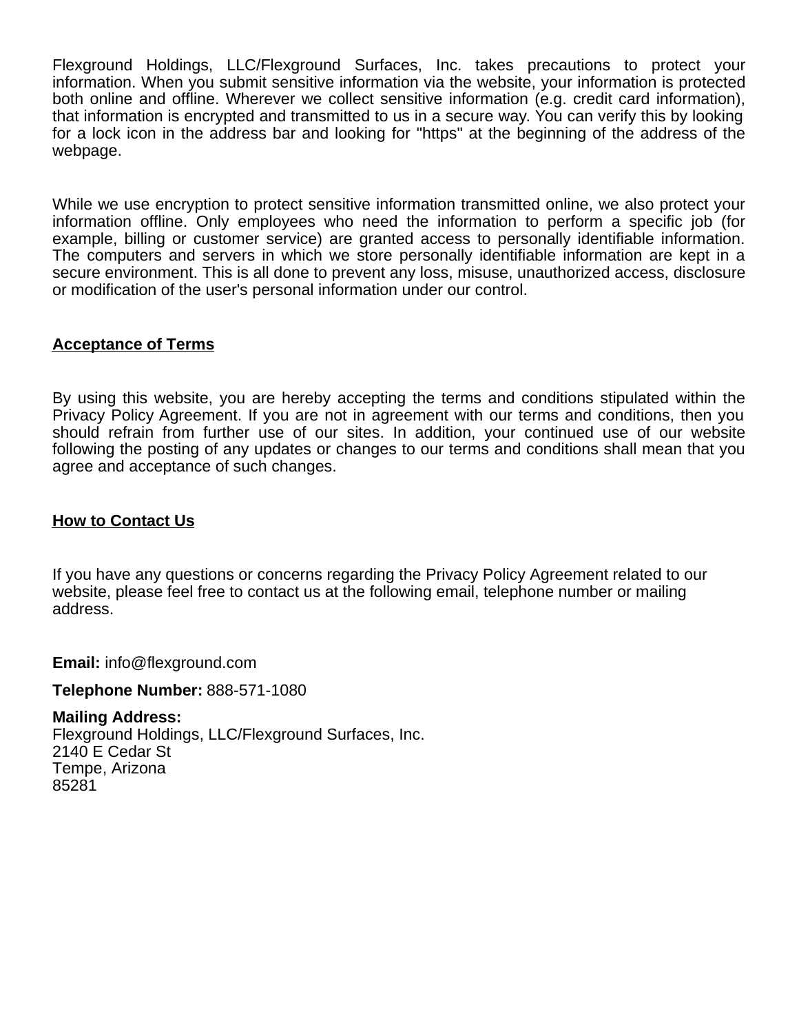Flexground Holdings, LLC/Flexground Surfaces, Inc. takes precautions to protect your information. When you submit sensitive information via the website, your information is protected both online and offline. Wherever we collect sensitive information (e.g. credit card information), that information is encrypted and transmitted to us in a secure way. You can verify this by looking for a lock icon in the address bar and looking for "https" at the beginning of the address of the webpage.

While we use encryption to protect sensitive information transmitted online, we also protect your information offline. Only employees who need the information to perform a specific job (for example, billing or customer service) are granted access to personally identifiable information. The computers and servers in which we store personally identifiable information are kept in a secure environment. This is all done to prevent any loss, misuse, unauthorized access, disclosure or modification of the user's personal information under our control.

## Acceptance of Terms

By using this website, you are hereby accepting the terms and conditions stipulated within the Privacy Policy Agreement. If you are not in agreement with our terms and conditions, then you should refrain from further use of our sites. In addition, your continued use of our website following the posting of any updates or changes to our terms and conditions shall mean that you agree and acceptance of such changes.

## How to Contact Us

If you have any questions or concerns regarding the Privacy Policy Agreement related to our website, please feel free to contact us at the following email, telephone number or mailing address.

**Email:** info@flexground.com

**Telephone Number:** 888-571-1080

**Mailing Address:**
Flexground Holdings, LLC/Flexground Surfaces, Inc.
2140 E Cedar St
Tempe, Arizona
85281